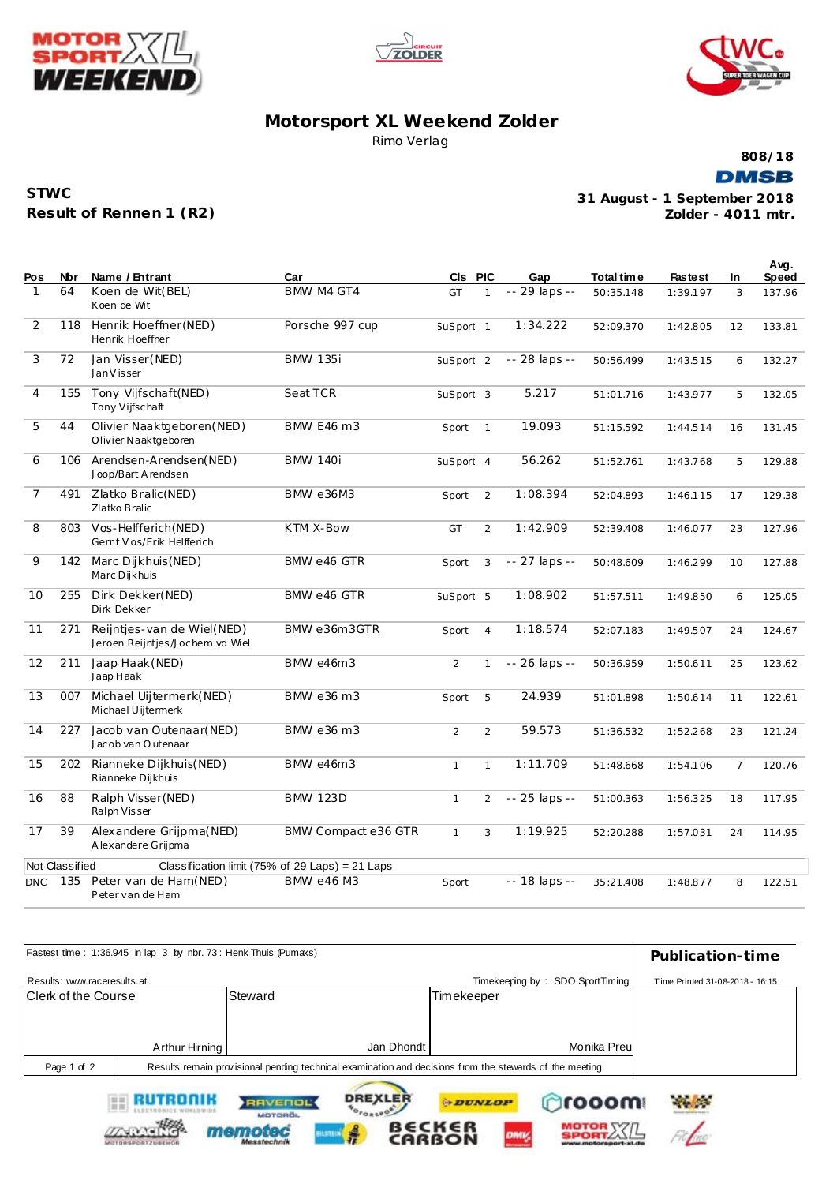# Motorsport XL Weekend Zolder

Rimo Verlag

808/18

DMSB

**STWC**

**Result of Rennen 1 (R2)**

**31 August - 1 September 2018**
**Zolder - 4011 mtr.**

| Pos | Nbr | Name / Entrant | Car | Cls | PIC | Gap | Total time | Fastest | In | Avg. Speed |
|---|---|---|---|---|---|---|---|---|---|---|
| 1 | 64 | Koen de Wit(BEL) Koen de Wit | BMW M4 GT4 | GT | 1 | -- 29 laps -- | 50:35.148 | 1:39.197 | 3 | 137.96 |
| 2 | 118 | Henrik Hoeffner(NED) Henrik Hoeffner | Porsche 997 cup | SuSport | 1 | 1:34.222 | 52:09.370 | 1:42.805 | 12 | 133.81 |
| 3 | 72 | Jan Visser(NED) Jan Visser | BMW 135i | SuSport | 2 | -- 28 laps -- | 50:56.499 | 1:43.515 | 6 | 132.27 |
| 4 | 155 | Tony Vijfschaft(NED) Tony Vijfschaft | Seat TCR | SuSport | 3 | 5.217 | 51:01.716 | 1:43.977 | 5 | 132.05 |
| 5 | 44 | Olivier Naaktgeboren(NED) Olivier Naaktgeboren | BMW E46 m3 | Sport | 1 | 19.093 | 51:15.592 | 1:44.514 | 16 | 131.45 |
| 6 | 106 | Arendsen-Arendsen(NED) Joop/Bart Arendsen | BMW 140i | SuSport | 4 | 56.262 | 51:52.761 | 1:43.768 | 5 | 129.88 |
| 7 | 491 | Zlatko Bralic(NED) Zlatko Bralic | BMW e36M3 | Sport | 2 | 1:08.394 | 52:04.893 | 1:46.115 | 17 | 129.38 |
| 8 | 803 | Vos-Helfferich(NED) Gerrit Vos/Erik Helfferich | KTM X-Bow | GT | 2 | 1:42.909 | 52:39.408 | 1:46.077 | 23 | 127.96 |
| 9 | 142 | Marc Dijkhuis(NED) Marc Dijkhuis | BMW e46 GTR | Sport | 3 | -- 27 laps -- | 50:48.609 | 1:46.299 | 10 | 127.88 |
| 10 | 255 | Dirk Dekker(NED) Dirk Dekker | BMW e46 GTR | SuSport | 5 | 1:08.902 | 51:57.511 | 1:49.850 | 6 | 125.05 |
| 11 | 271 | Reijntjes-van de Wiel(NED) Jeroen Reijntjes/Jochem vd Wiel | BMW e36m3GTR | Sport | 4 | 1:18.574 | 52:07.183 | 1:49.507 | 24 | 124.67 |
| 12 | 211 | Jaap Haak(NED) Jaap Haak | BMW e46m3 | 2 | 1 | -- 26 laps -- | 50:36.959 | 1:50.611 | 25 | 123.62 |
| 13 | 007 | Michael Uijtermerk(NED) Michael Uijtermerk | BMW e36 m3 | Sport | 5 | 24.939 | 51:01.898 | 1:50.614 | 11 | 122.61 |
| 14 | 227 | Jacob van Outenaar(NED) Jacob van Outenaar | BMW e36 m3 | 2 | 2 | 59.573 | 51:36.532 | 1:52.268 | 23 | 121.24 |
| 15 | 202 | Rianneke Dijkhuis(NED) Rianneke Dijkhuis | BMW e46m3 | 1 | 1 | 1:11.709 | 51:48.668 | 1:54.106 | 7 | 120.76 |
| 16 | 88 | Ralph Visser(NED) Ralph Visser | BMW 123D | 1 | 2 | -- 25 laps -- | 51:00.363 | 1:56.325 | 18 | 117.95 |
| 17 | 39 | Alexandere Grijpma(NED) Alexandere Grijpma | BMW Compact e36 GTR | 1 | 3 | 1:19.925 | 52:20.288 | 1:57.031 | 24 | 114.95 |
| Not Classified | | Classification limit (75% of 29 Laps) = 21 Laps | | | | | | | | |
| DNC | 135 | Peter van de Ham(NED) Peter van de Ham | BMW e46 M3 | Sport | | -- 18 laps -- | 35:21.408 | 1:48.877 | 8 | 122.51 |

Fastest time : 1:36.945 in lap 3 by nbr. 73 : Henk Thuis (Pumaxs)

Results: www.raceresults.at

Timekeeping by : SDO SportTiming

**Publication-time**

Time Printed 31-08-2018 - 16:15

| Clerk of the Course | Steward | Timekeeper |
|---|---|---|
| Arthur Hirning | Jan Dhondt | Monika Preu |

Results remain provisional pending technical examination and decisions from the stewards of the meeting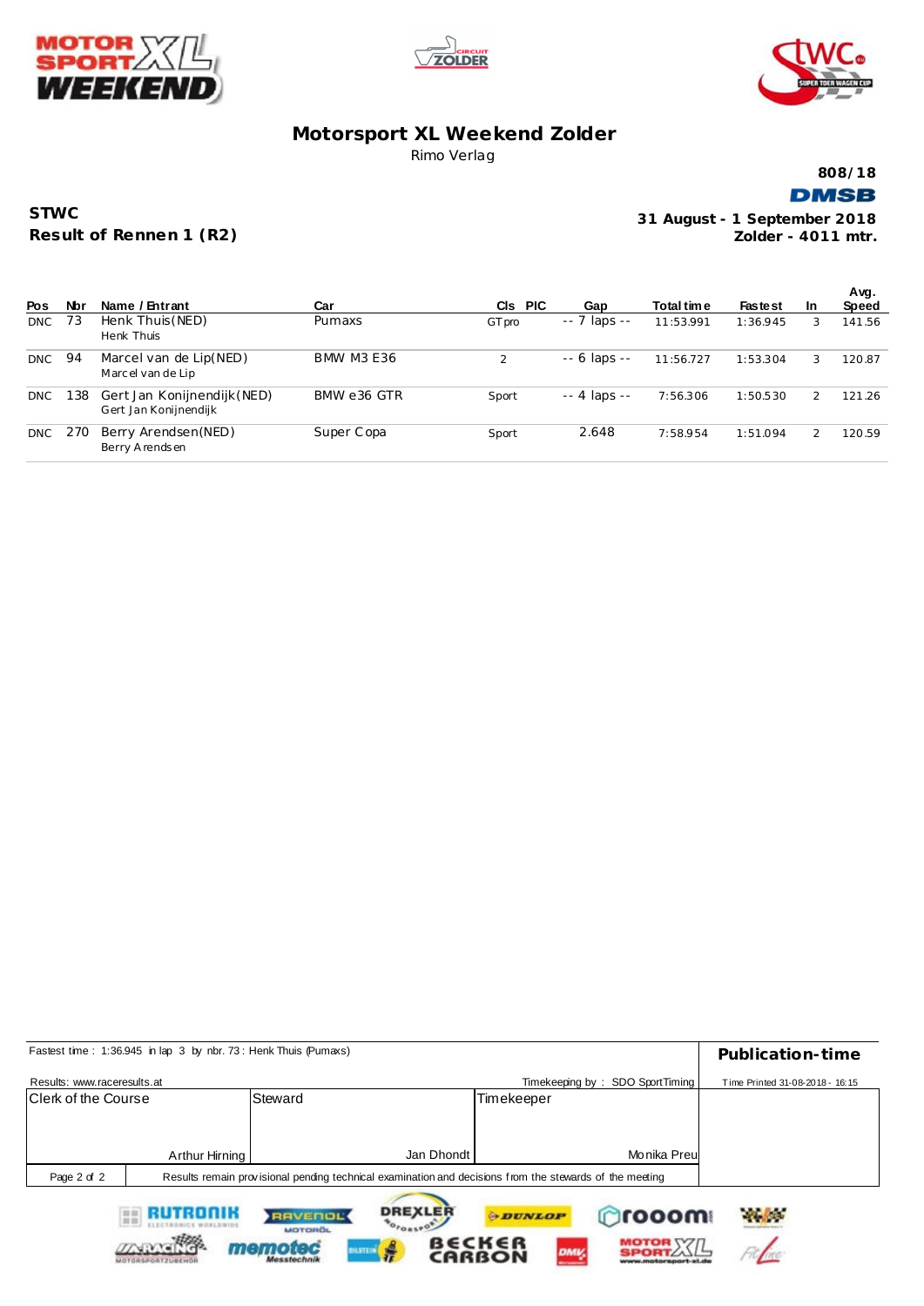# Motorsport XL Weekend Zolder

Rimo Verlag

808/18

DMSB

**STWC**

**Result of Rennen 1 (R2)**

**31 August - 1 September 2018**

**Zolder - 4011 mtr.**

| Pos | Nbr | Name / Entrant | Car | Cls | PIC | Gap | Total time | Fastest | In | Avg. Speed |
|---|---|---|---|---|---|---|---|---|---|---|
| DNC | 73 | Henk Thuis(NED)<br>Henk Thuis | Pumaxs | GT pro | | -- 7 laps -- | 11:53.991 | 1:36.945 | 3 | 141.56 |
| DNC | 94 | Marcel van de Lip(NED)<br>Marcel van de Lip | BMW M3 E36 | 2 | | -- 6 laps -- | 11:56.727 | 1:53.304 | 3 | 120.87 |
| DNC | 138 | Gert Jan Konijnendijk(NED)<br>Gert Jan Konijnendijk | BMW e36 GTR | Sport | | -- 4 laps -- | 7:56.306 | 1:50.530 | 2 | 121.26 |
| DNC | 270 | Berry Arendsen(NED)<br>Berry Arendsen | Super Copa | Sport | | 2.648 | 7:58.954 | 1:51.094 | 2 | 120.59 |

Fastest time : 1:36.945 in lap 3 by nbr. 73 : Henk Thuis (Pumaxs)

**Publication-time**

Results: www.raceresults.at

Timekeeping by : SDO SportTiming

Time Printed 31-08-2018 - 16:15

| Clerk of the Course | Steward | Timekeeper |
|---|---|---|
| Arthur Hirning | Jan Dhondt | Monika Preu |

Results remain provisional pending technical examination and decisions from the stewards of the meeting